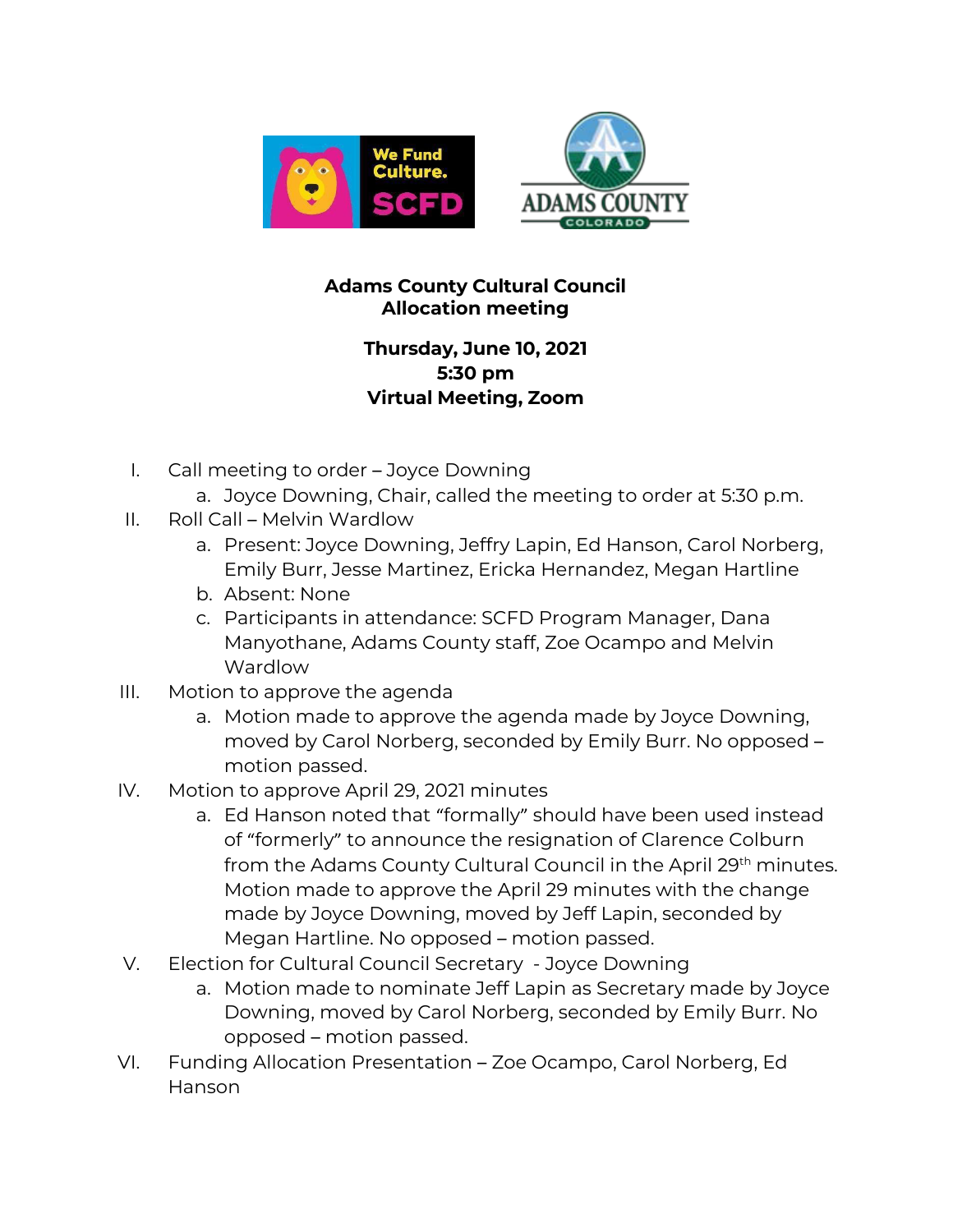# Adams County Cultural Council
## Allocation meeting

**Thursday, June 10, 2021**
**5:30 pm**
**Virtual Meeting, Zoom**

I. Call meeting to order – Joyce Downing
   a. Joyce Downing, Chair, called the meeting to order at 5:30 p.m.

II. Roll Call – Melvin Wardlow
   a. Present: Joyce Downing, Jeffry Lapin, Ed Hanson, Carol Norberg, Emily Burr, Jesse Martinez, Ericka Hernandez, Megan Hartline
   b. Absent: None
   c. Participants in attendance: SCFD Program Manager, Dana Manyothane, Adams County staff, Zoe Ocampo and Melvin Wardlow

III. Motion to approve the agenda
   a. Motion made to approve the agenda made by Joyce Downing, moved by Carol Norberg, seconded by Emily Burr. No opposed – motion passed.

IV. Motion to approve April 29, 2021 minutes
   a. Ed Hanson noted that "formally" should have been used instead of "formerly" to announce the resignation of Clarence Colburn from the Adams County Cultural Council in the April 29th minutes. Motion made to approve the April 29 minutes with the change made by Joyce Downing, moved by Jeff Lapin, seconded by Megan Hartline. No opposed – motion passed.

V. Election for Cultural Council Secretary - Joyce Downing
   a. Motion made to nominate Jeff Lapin as Secretary made by Joyce Downing, moved by Carol Norberg, seconded by Emily Burr. No opposed – motion passed.

VI. Funding Allocation Presentation – Zoe Ocampo, Carol Norberg, Ed Hanson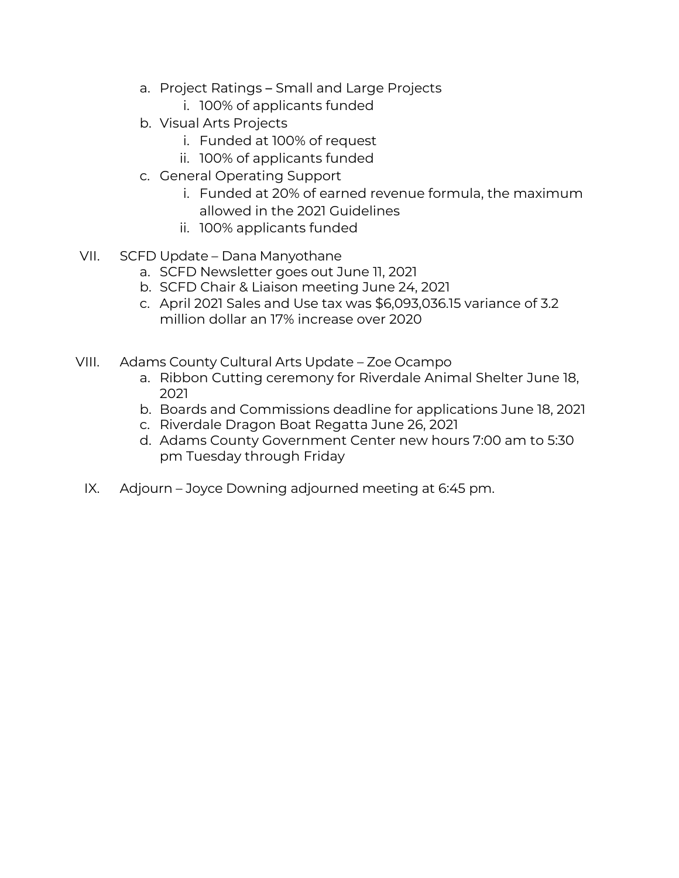a. Project Ratings – Small and Large Projects
   i. 100% of applicants funded
b. Visual Arts Projects
   i. Funded at 100% of request
   ii. 100% of applicants funded
c. General Operating Support
   i. Funded at 20% of earned revenue formula, the maximum allowed in the 2021 Guidelines
   ii. 100% applicants funded

VII. SCFD Update – Dana Manyothane
   a. SCFD Newsletter goes out June 11, 2021
   b. SCFD Chair & Liaison meeting June 24, 2021
   c. April 2021 Sales and Use tax was $6,093,036.15 variance of 3.2 million dollar an 17% increase over 2020

VIII. Adams County Cultural Arts Update – Zoe Ocampo
   a. Ribbon Cutting ceremony for Riverdale Animal Shelter June 18, 2021
   b. Boards and Commissions deadline for applications June 18, 2021
   c. Riverdale Dragon Boat Regatta June 26, 2021
   d. Adams County Government Center new hours 7:00 am to 5:30 pm Tuesday through Friday

IX. Adjourn – Joyce Downing adjourned meeting at 6:45 pm.